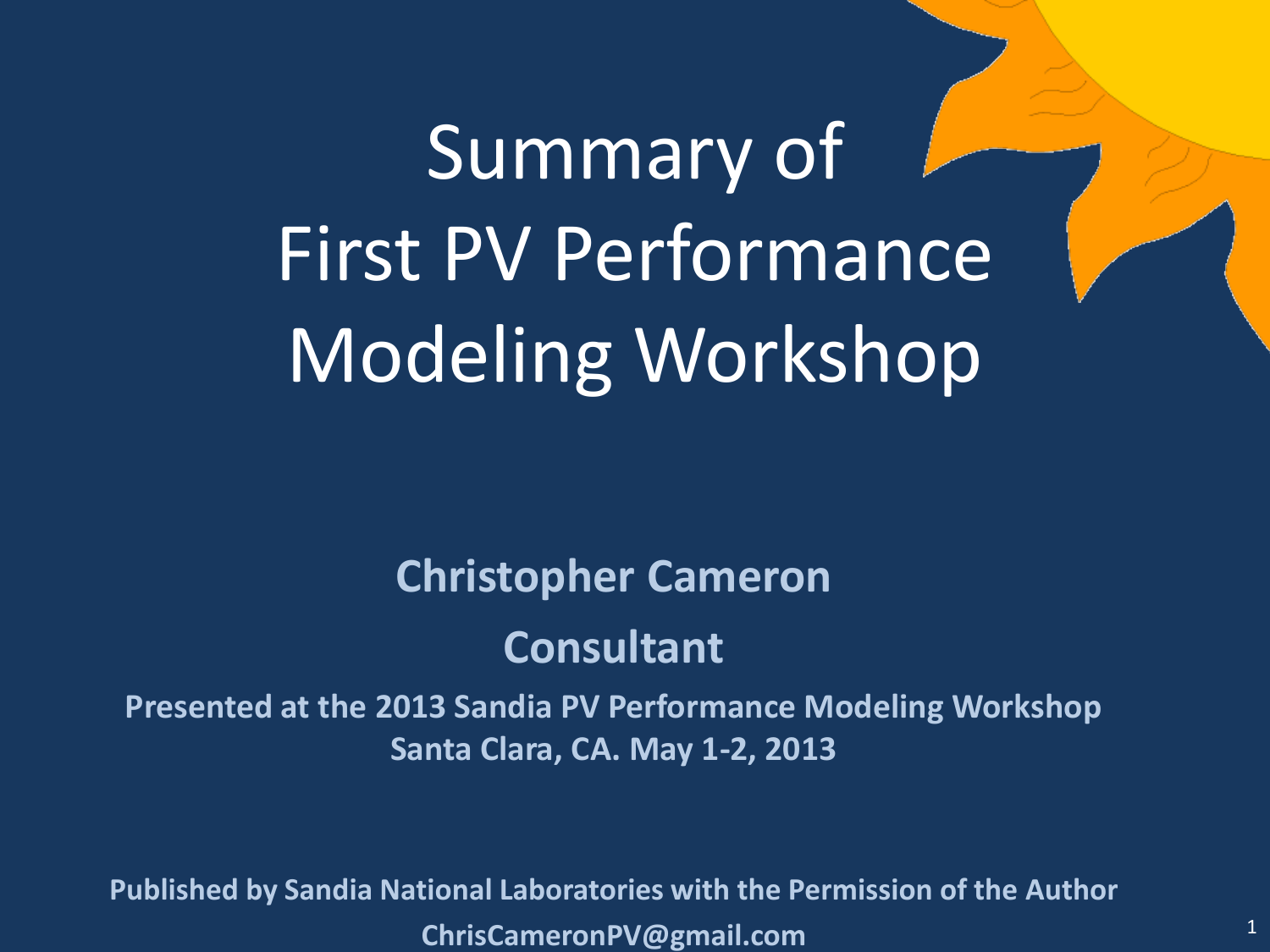# Summary of First PV Performance Modeling Workshop

**Christopher Cameron**

**Consultant**

**Presented at the 2013 Sandia PV Performance Modeling Workshop**
**Santa Clara, CA. May 1-2, 2013**

**Published by Sandia National Laboratories with the Permission of the Author**
**ChrisCameronPV@gmail.com**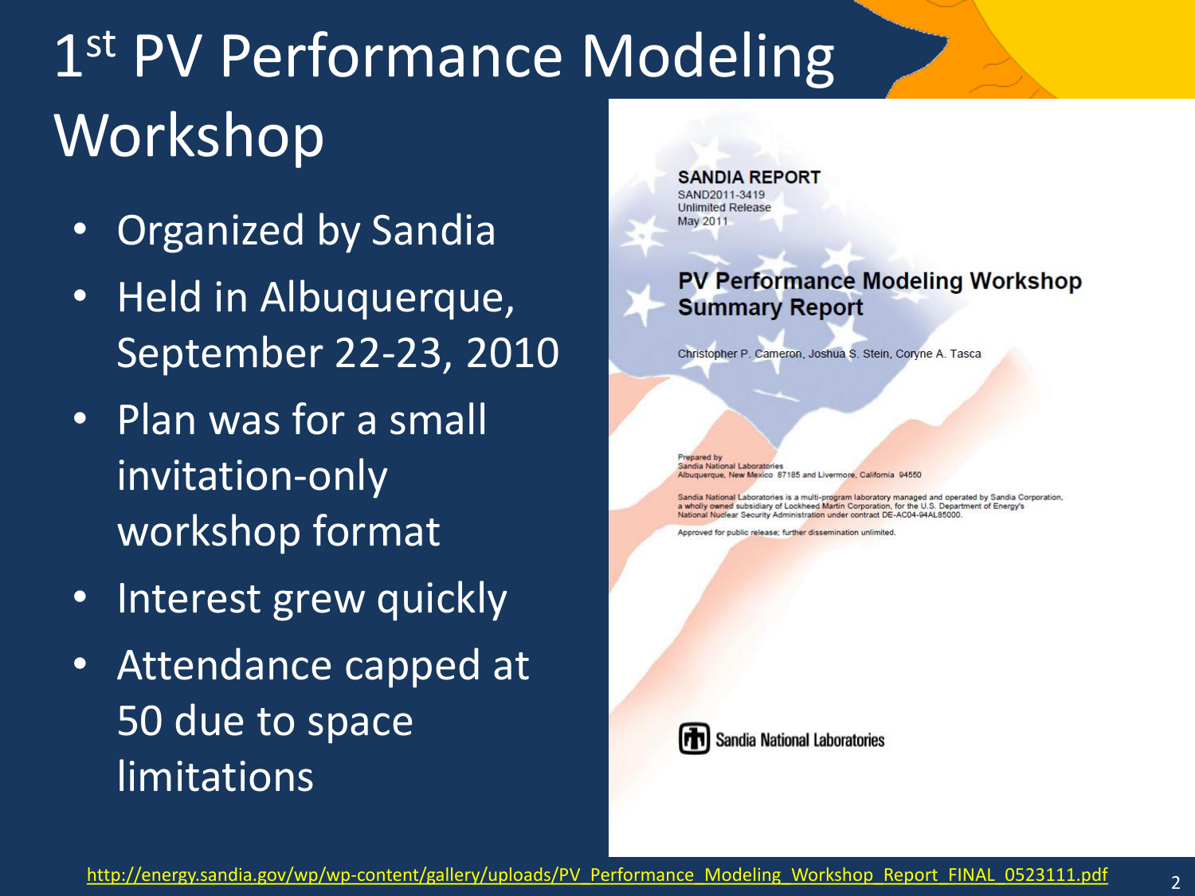# 1st PV Performance Modeling Workshop

- Organized by Sandia
- Held in Albuquerque, September 22-23, 2010
- Plan was for a small invitation-only workshop format
- Interest grew quickly
- Attendance capped at 50 due to space limitations

**SANDIA REPORT**
SAND2011-3419
Unlimited Release
May 2011

**PV Performance Modeling Workshop Summary Report**

Christopher P. Cameron, Joshua S. Stein, Coryne A. Tasca

Prepared by
Sandia National Laboratories
Albuquerque, New Mexico 87185 and Livermore, California 94550

Sandia National Laboratories is a multi-program laboratory managed and operated by Sandia Corporation, a wholly owned subsidiary of Lockheed Martin Corporation, for the U.S. Department of Energy's National Nuclear Security Administration under contract DE-AC04-94AL85000.

Approved for public release; further dissemination unlimited.

Sandia National Laboratories

http://energy.sandia.gov/wp/wp-content/gallery/uploads/PV_Performance_Modeling_Workshop_Report_FINAL_0523111.pdf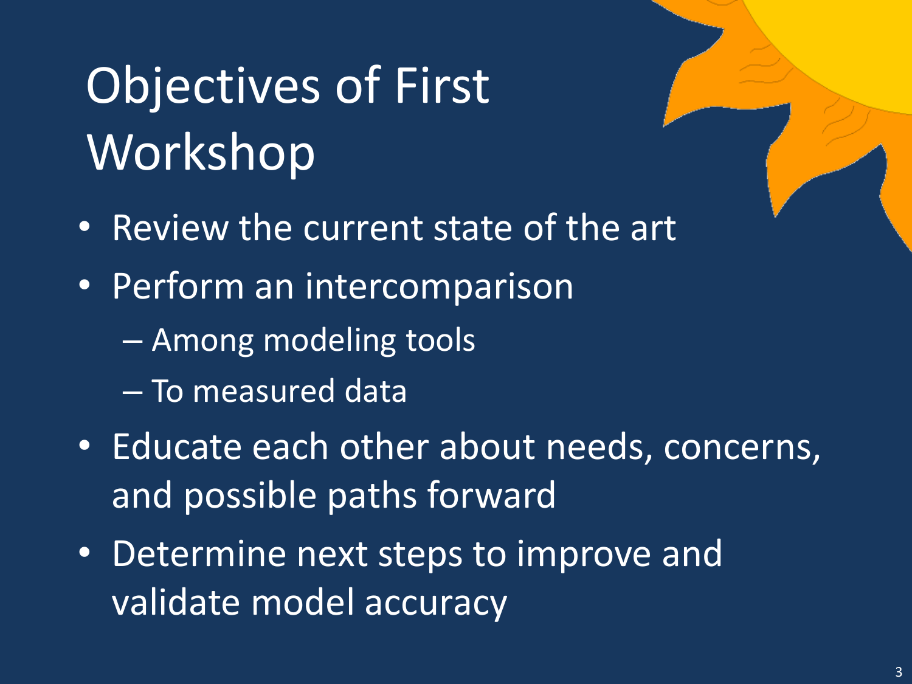# Objectives of First Workshop

- Review the current state of the art
- Perform an intercomparison
  - Among modeling tools
  - To measured data
- Educate each other about needs, concerns, and possible paths forward
- Determine next steps to improve and validate model accuracy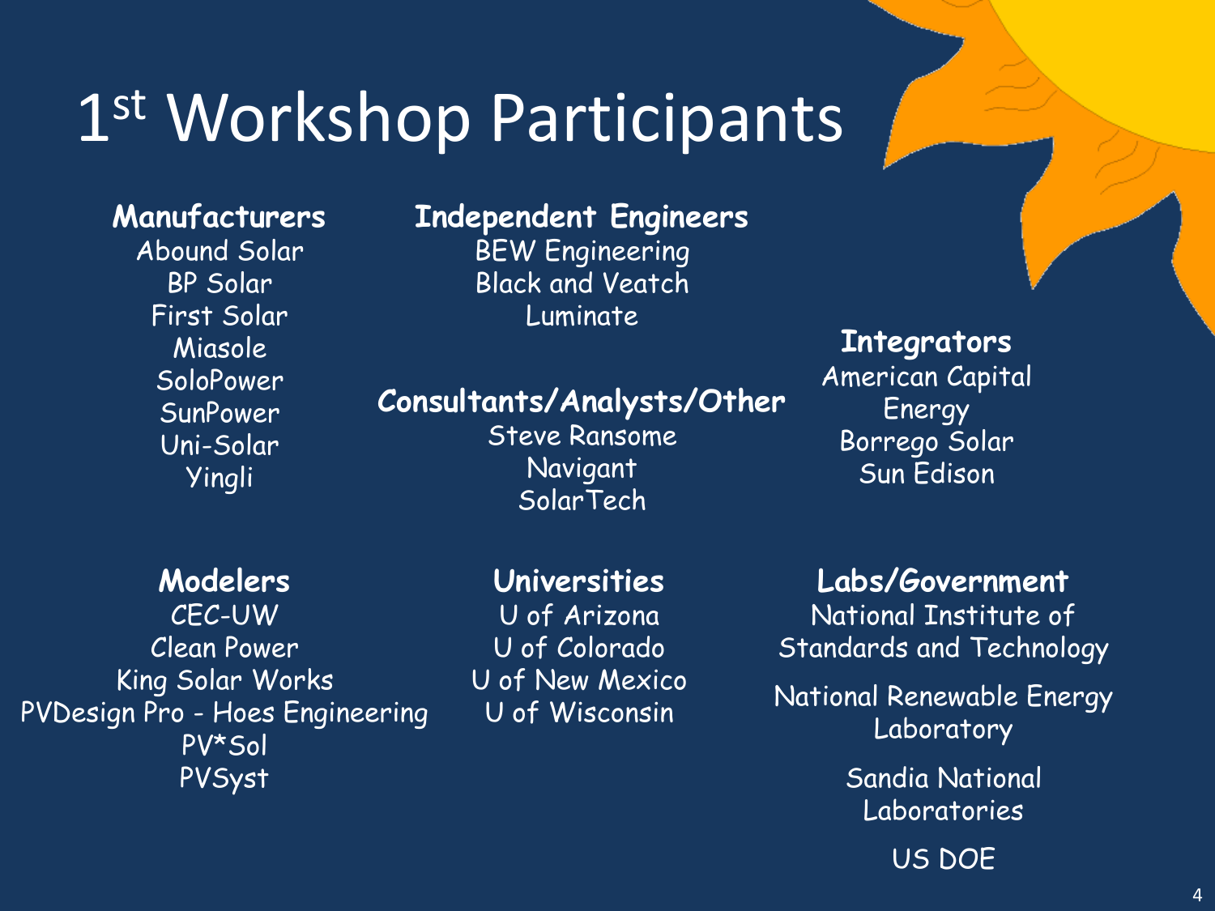# 1st Workshop Participants

**Manufacturers**

Abound Solar
BP Solar
First Solar
Miasole
SoloPower
SunPower
Uni-Solar
Yingli

**Independent Engineers**

BEW Engineering
Black and Veatch
Luminate

**Consultants/Analysts/Other**

Steve Ransome
Navigant
SolarTech

**Integrators**

American Capital Energy
Borrego Solar
Sun Edison

**Modelers**

CEC-UW
Clean Power
King Solar Works
PVDesign Pro - Hoes Engineering
PV*Sol
PVSyst

**Universities**

U of Arizona
U of Colorado
U of New Mexico
U of Wisconsin

**Labs/Government**

National Institute of Standards and Technology

National Renewable Energy Laboratory

Sandia National Laboratories

US DOE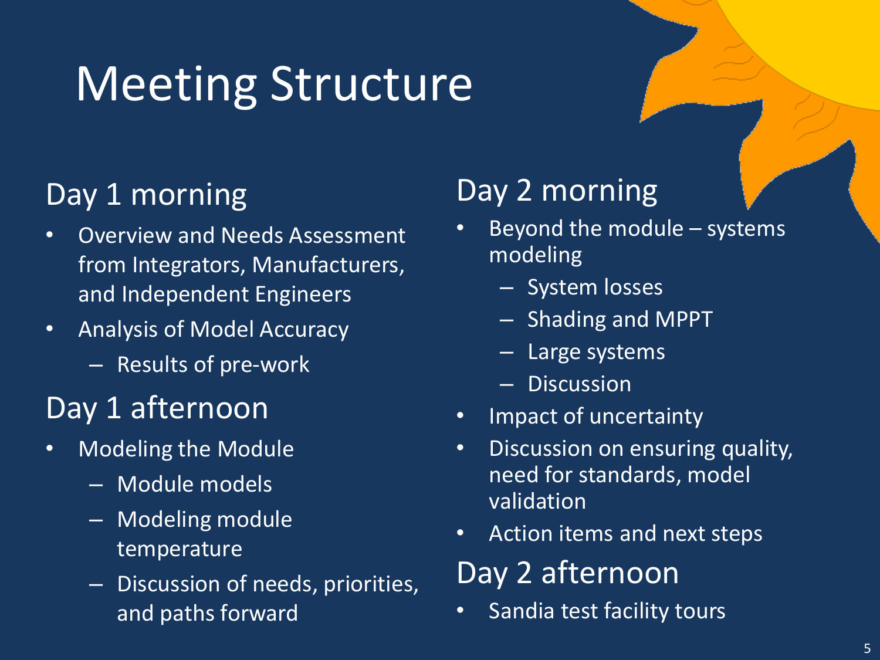# Meeting Structure

## Day 1 morning

- Overview and Needs Assessment from Integrators, Manufacturers, and Independent Engineers
- Analysis of Model Accuracy
  - Results of pre-work

## Day 1 afternoon

- Modeling the Module
  - Module models
  - Modeling module temperature
  - Discussion of needs, priorities, and paths forward

## Day 2 morning

- Beyond the module – systems modeling
  - System losses
  - Shading and MPPT
  - Large systems
  - Discussion
- Impact of uncertainty
- Discussion on ensuring quality, need for standards, model validation
- Action items and next steps

## Day 2 afternoon

- Sandia test facility tours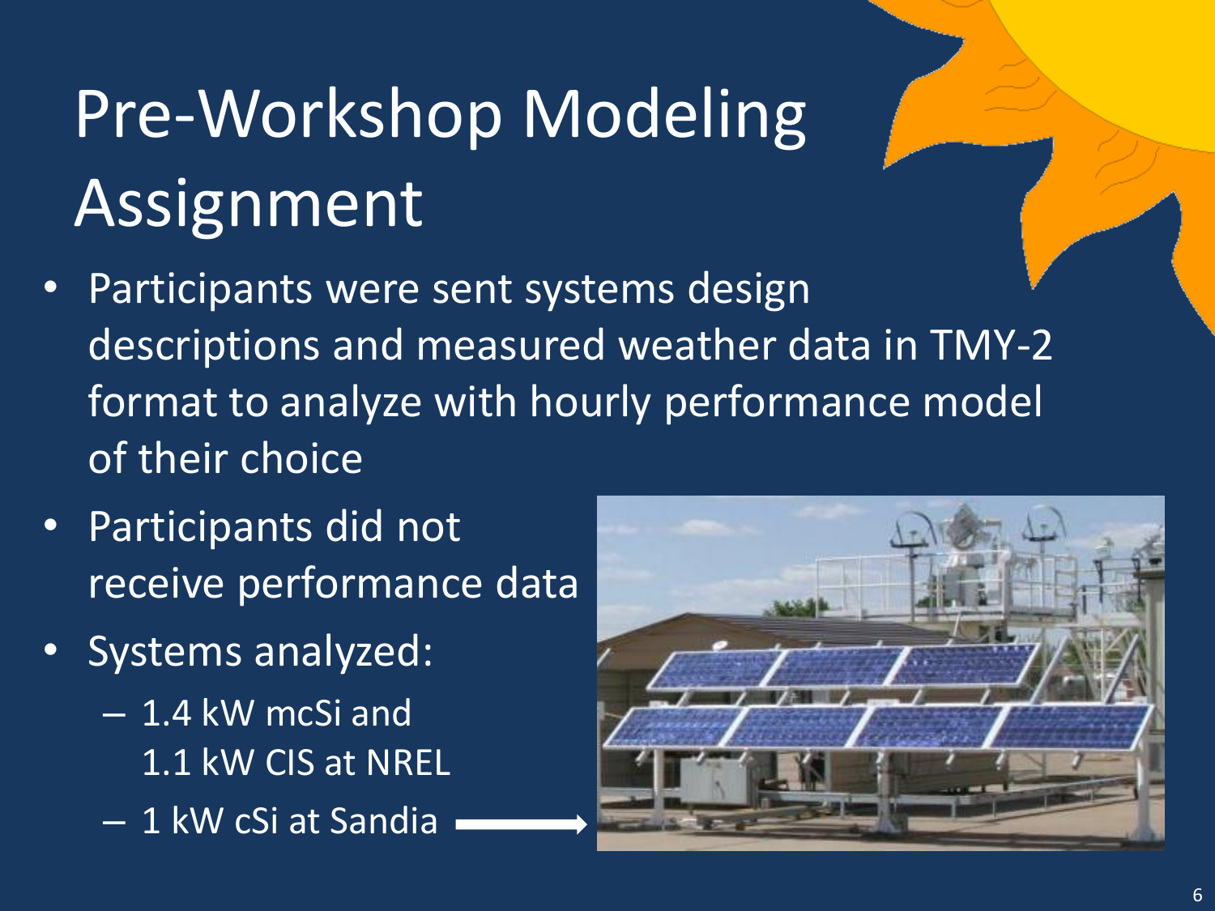# Pre-Workshop Modeling Assignment

- Participants were sent systems design descriptions and measured weather data in TMY-2 format to analyze with hourly performance model of their choice
- Participants did not receive performance data
- Systems analyzed:
  - 1.4 kW mcSi and 1.1 kW CIS at NREL
  - 1 kW cSi at Sandia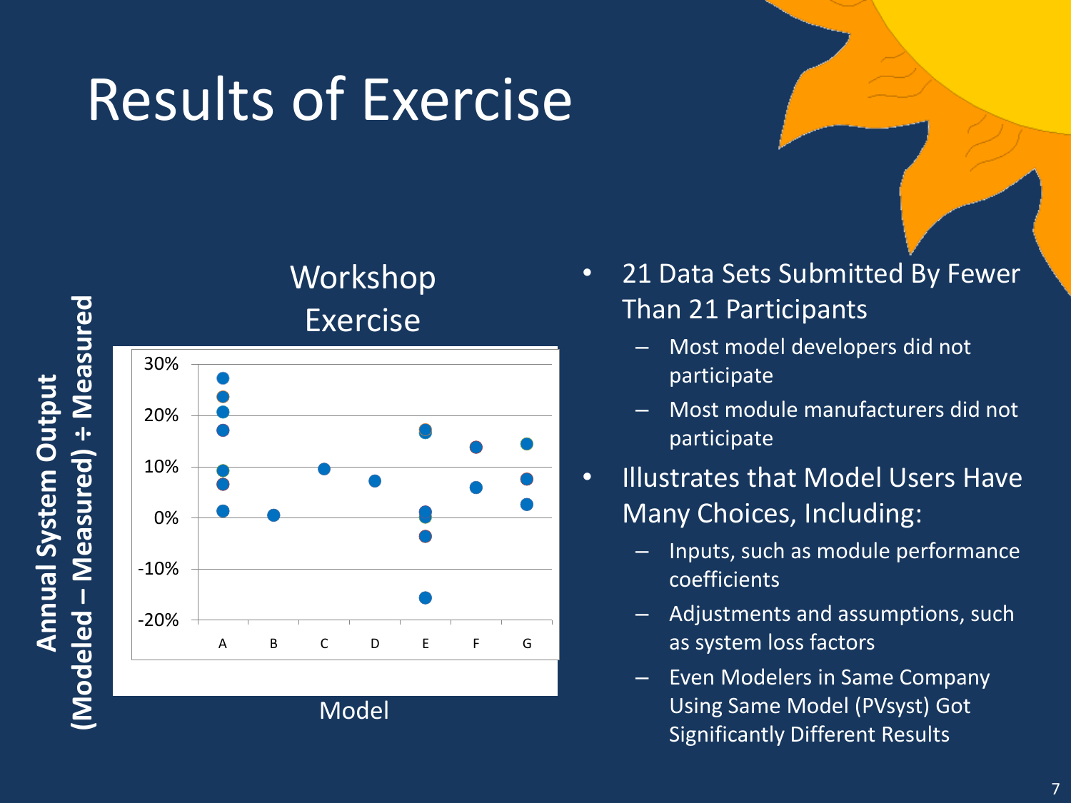# Results of Exercise

Workshop Exercise

Annual System Output (Modeled – Measured) ÷ Measured

30%
20%
10%
0%
-10%
-20%

A B C D E F G

Model

- 21 Data Sets Submitted By Fewer Than 21 Participants
  - Most model developers did not participate
  - Most module manufacturers did not participate
- Illustrates that Model Users Have Many Choices, Including:
  - Inputs, such as module performance coefficients
  - Adjustments and assumptions, such as system loss factors
  - Even Modelers in Same Company Using Same Model (PVsyst) Got Significantly Different Results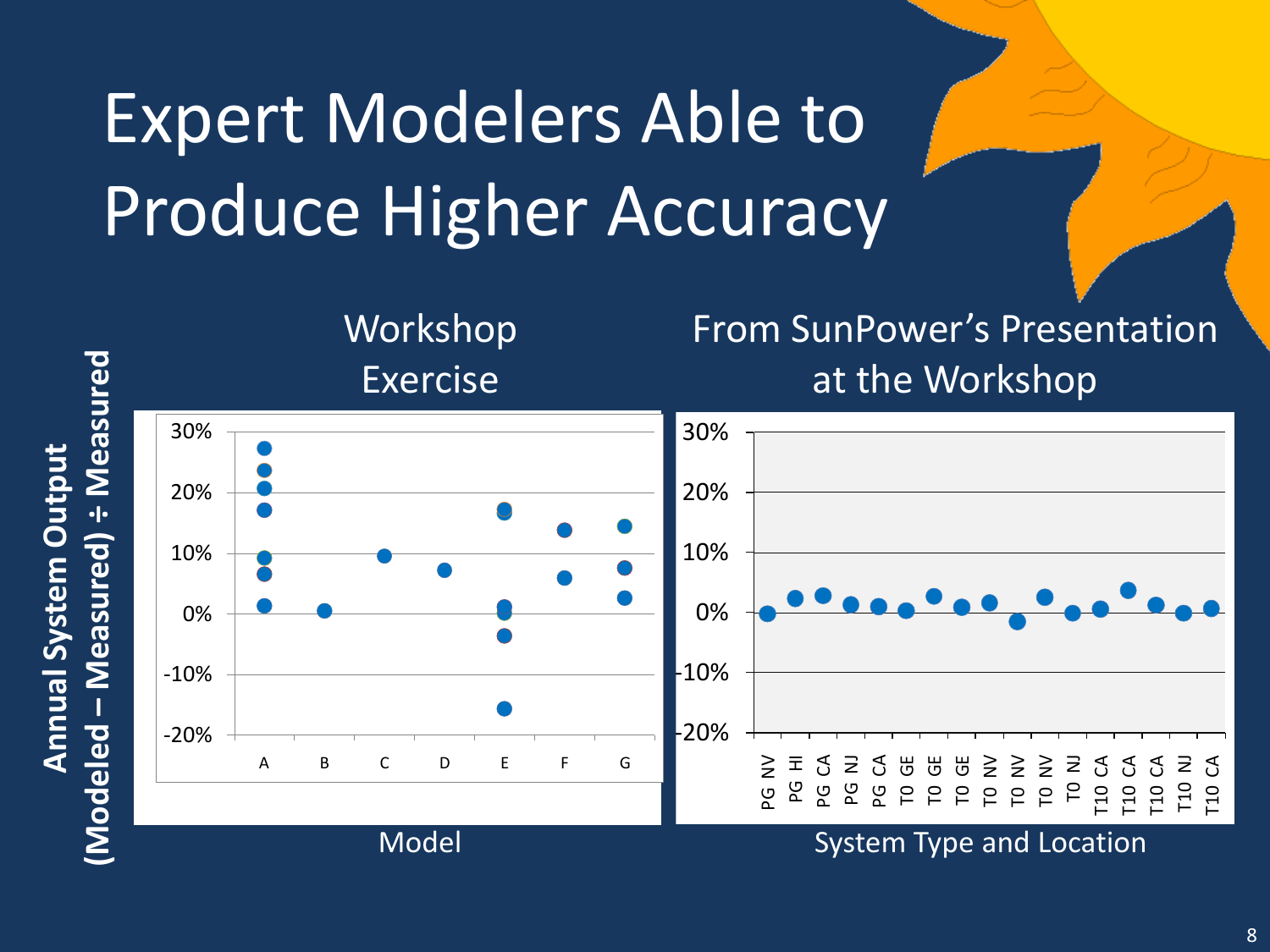# Expert Modelers Able to Produce Higher Accuracy

Workshop Exercise

Annual System Output (Modeled – Measured) ÷ Measured

30%
20%
10%
0%
-10%
-20%

A B C D E F G

Model

From SunPower's Presentation at the Workshop

30%
20%
10%
0%
-10%
-20%

PG NV, PG HI, PG CA, PG NJ, PG CA, T0 GE, T0 GE, T0 GE, T0 NV, T0 NV, T0 NV, T0 NJ, T10 CA, T10 CA, T10 CA, T10 NJ, T10 CA

System Type and Location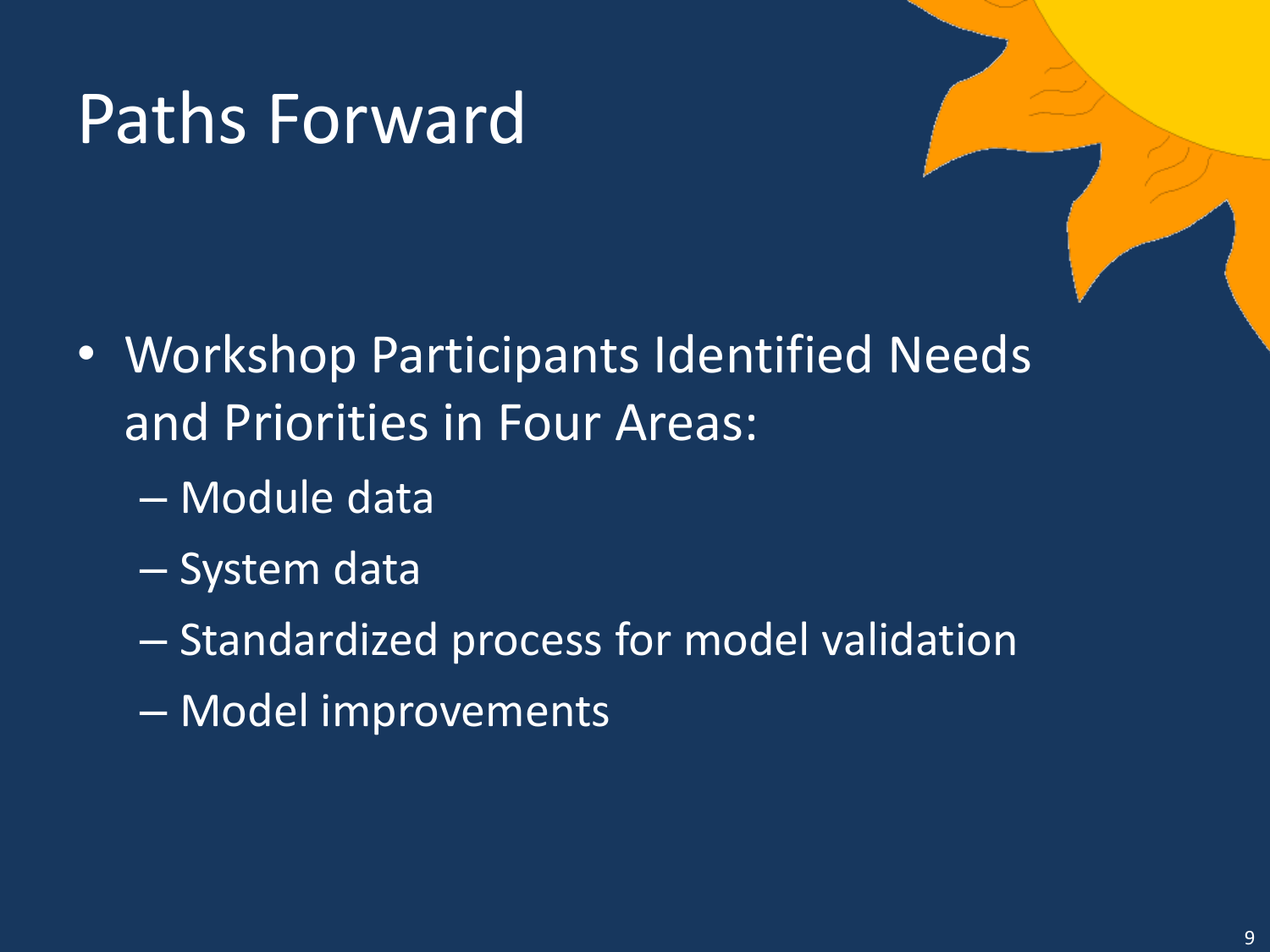# Paths Forward

- Workshop Participants Identified Needs and Priorities in Four Areas:
  - Module data
  - System data
  - Standardized process for model validation
  - Model improvements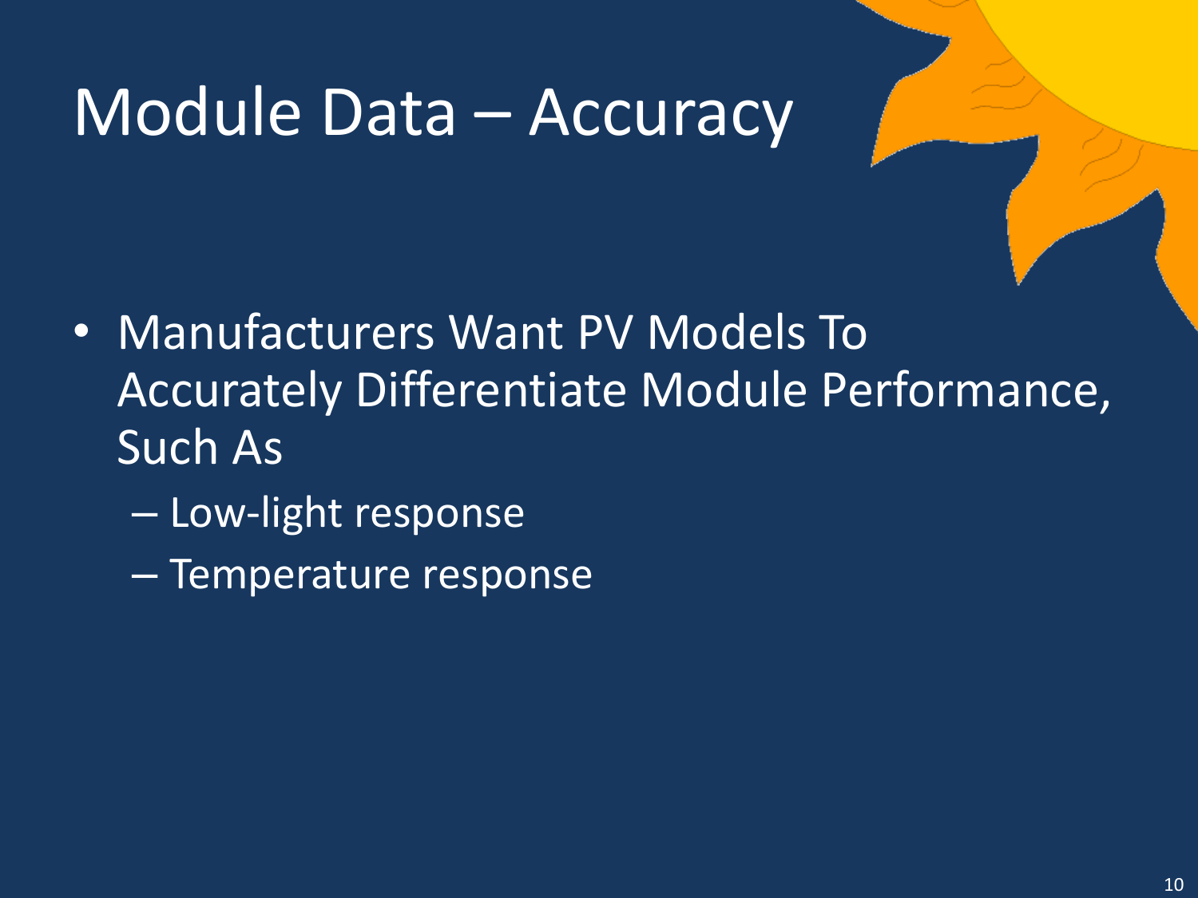# Module Data – Accuracy

- Manufacturers Want PV Models To Accurately Differentiate Module Performance, Such As
  - Low-light response
  - Temperature response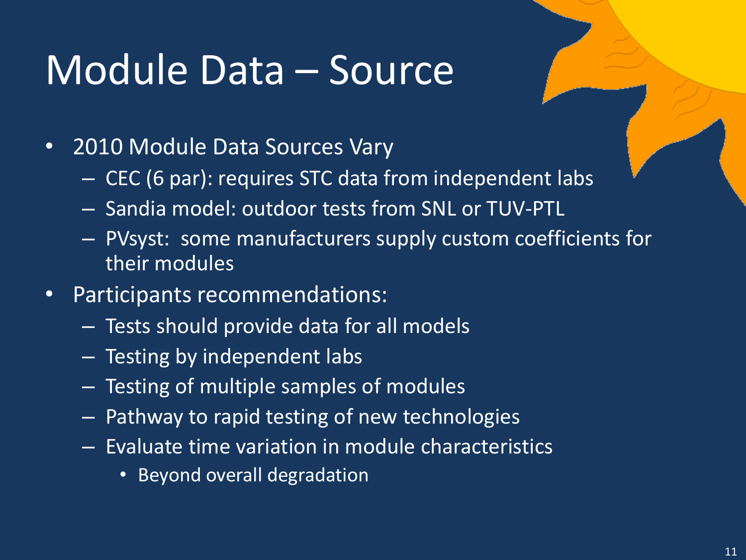# Module Data – Source

- 2010 Module Data Sources Vary
  - CEC (6 par): requires STC data from independent labs
  - Sandia model: outdoor tests from SNL or TUV-PTL
  - PVsyst: some manufacturers supply custom coefficients for their modules
- Participants recommendations:
  - Tests should provide data for all models
  - Testing by independent labs
  - Testing of multiple samples of modules
  - Pathway to rapid testing of new technologies
  - Evaluate time variation in module characteristics
    - Beyond overall degradation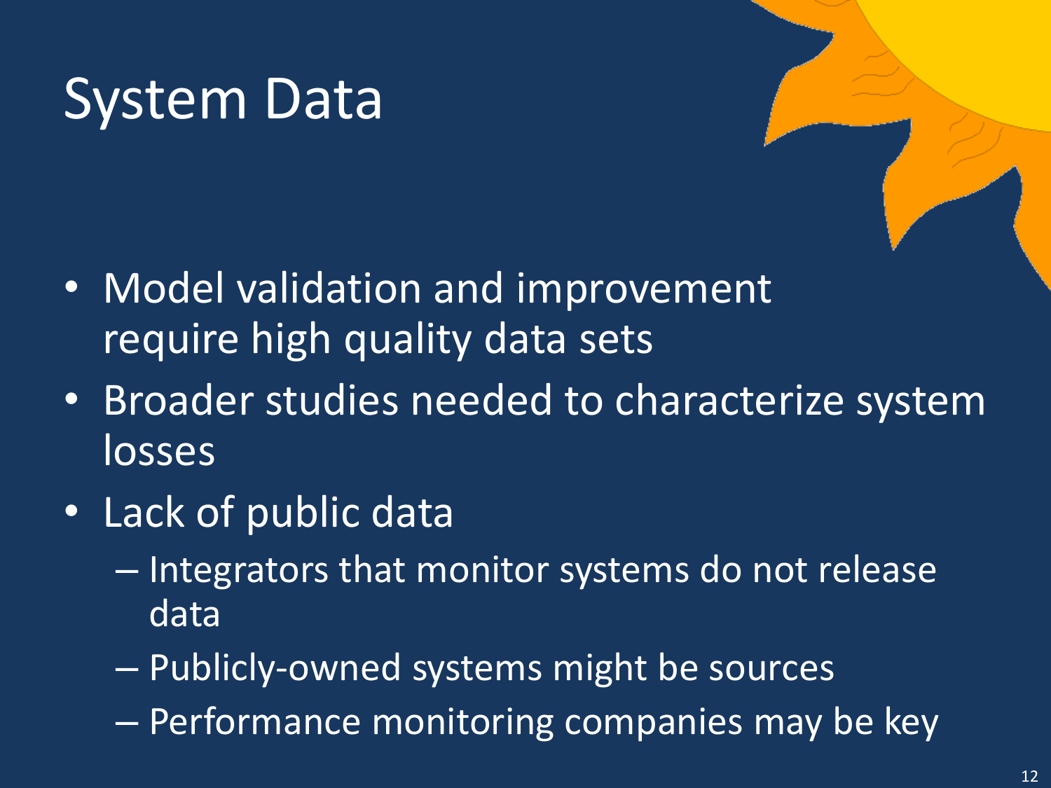# System Data

- Model validation and improvement require high quality data sets
- Broader studies needed to characterize system losses
- Lack of public data
  - Integrators that monitor systems do not release data
  - Publicly-owned systems might be sources
  - Performance monitoring companies may be key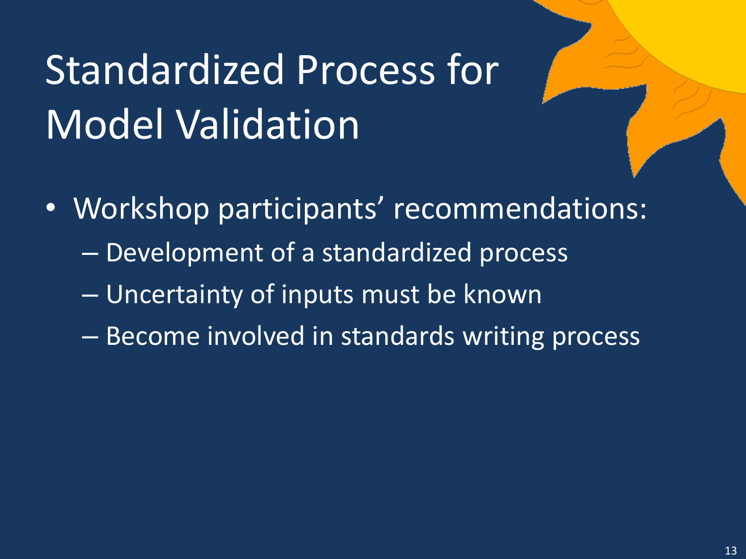# Standardized Process for Model Validation

- Workshop participants' recommendations:
  - Development of a standardized process
  - Uncertainty of inputs must be known
  - Become involved in standards writing process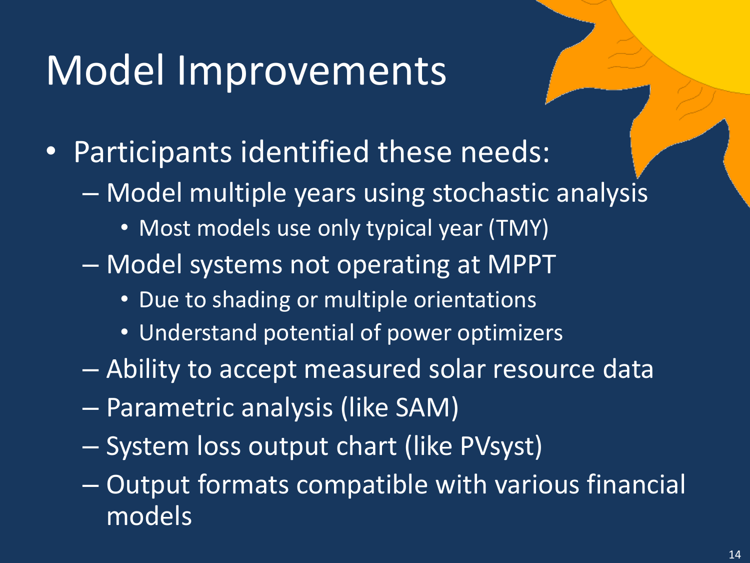# Model Improvements

- Participants identified these needs:
  - Model multiple years using stochastic analysis
    - Most models use only typical year (TMY)
  - Model systems not operating at MPPT
    - Due to shading or multiple orientations
    - Understand potential of power optimizers
  - Ability to accept measured solar resource data
  - Parametric analysis (like SAM)
  - System loss output chart (like PVsyst)
  - Output formats compatible with various financial models